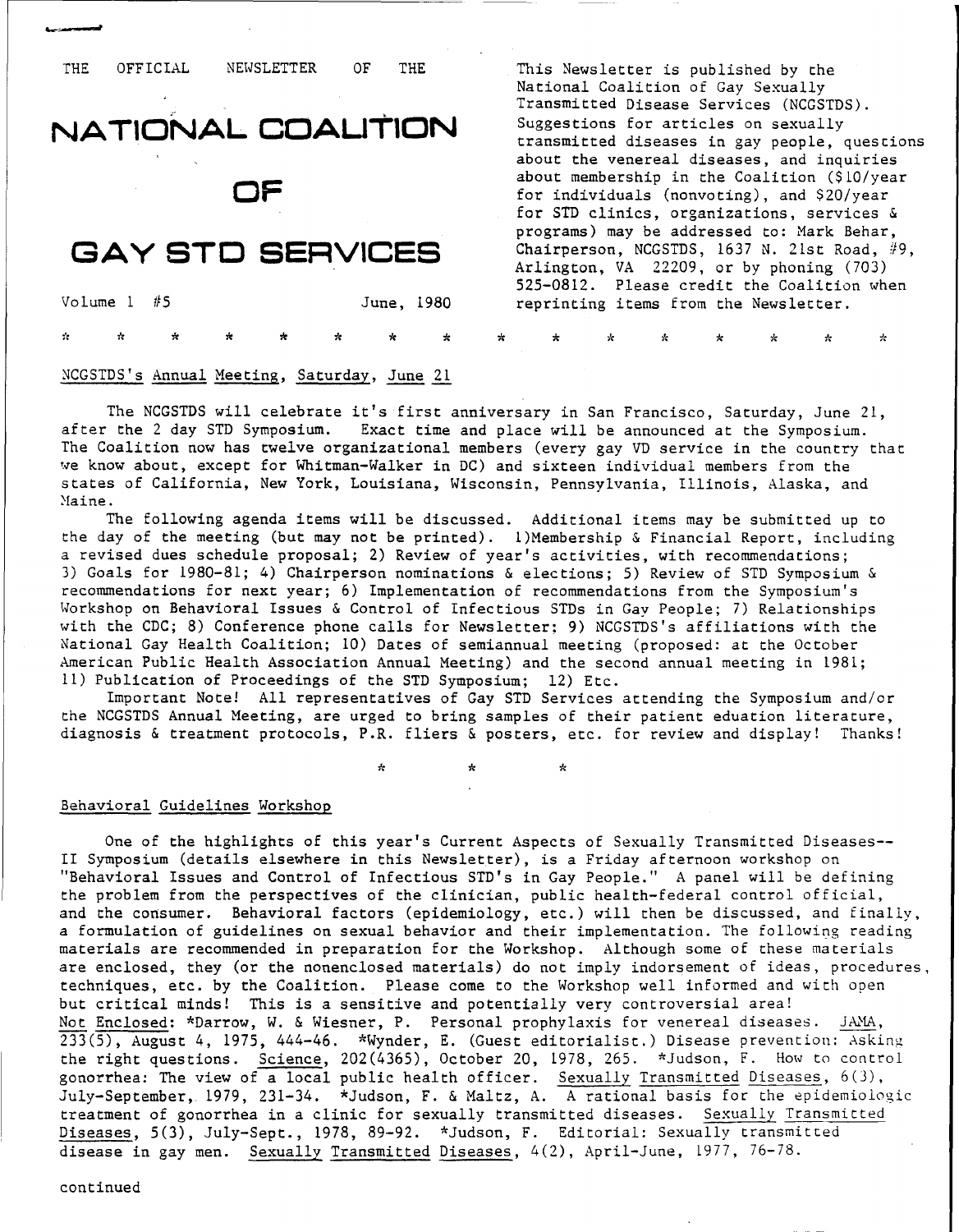THE OFFICIAL NEWSLETTER OF THE

# NATIONAL COALITION OF GAY STD SERVICES

Volume 1 #5 June, 1980

This Newsletter is published by the National Coalition of Gay Sexually Transmitted Disease Services (NCGSTDS). Suggestions for articles on sexually transmitted diseases in gay people, questions about the venereal diseases, and inquiries about membership in the Coalition ($10/year for individuals (nonvoting), and $20/year for STD clinics, organizations, services & programs) may be addressed to: Mark Behar, Chairperson, NCGSTDS, 1637 N. 21st Road, #9, Arlington, VA 22209, or by phoning (703) 525-0812. Please credit the Coalition when reprinting items from the Newsletter.

* * * * * * * * * * * * * * * *

## NCGSTDS's Annual Meeting, Saturday, June 21

The NCGSTDS will celebrate it's first anniversary in San Francisco, Saturday, June 21, after the 2 day STD Symposium. Exact time and place will be announced at the Symposium. The Coalition now has twelve organizational members (every gay VD service in the country that we know about, except for Whitman-Walker in DC) and sixteen individual members from the states of California, New York, Louisiana, Wisconsin, Pennsylvania, Illinois, Alaska, and Maine.

The following agenda items will be discussed. Additional items may be submitted up to the day of the meeting (but may not be printed). 1)Membership & Financial Report, including a revised dues schedule proposal; 2) Review of year's activities, with recommendations; 3) Goals for 1980-81; 4) Chairperson nominations & elections; 5) Review of STD Symposium & recommendations for next year; 6) Implementation of recommendations from the Symposium's Workshop on Behavioral Issues & Control of Infectious STDs in Gay People; 7) Relationships with the CDC; 8) Conference phone calls for Newsletter; 9) NCGSTDS's affiliations with the National Gay Health Coalition; 10) Dates of semiannual meeting (proposed: at the October American Public Health Association Annual Meeting) and the second annual meeting in 1981; 11) Publication of Proceedings of the STD Symposium; 12) Etc.

Important Note! All representatives of Gay STD Services attending the Symposium and/or the NCGSTDS Annual Meeting, are urged to bring samples of their patient eduation literature, diagnosis & treatment protocols, P.R. fliers & posters, etc. for review and display! Thanks!

* * *

## Behavioral Guidelines Workshop

One of the highlights of this year's Current Aspects of Sexually Transmitted Diseases--II Symposium (details elsewhere in this Newsletter), is a Friday afternoon workshop on "Behavioral Issues and Control of Infectious STD's in Gay People." A panel will be defining the problem from the perspectives of the clinician, public health-federal control official, and the consumer. Behavioral factors (epidemiology, etc.) will then be discussed, and finally, a formulation of guidelines on sexual behavior and their implementation. The following reading materials are recommended in preparation for the Workshop. Although some of these materials are enclosed, they (or the nonenclosed materials) do not imply indorsement of ideas, procedures, techniques, etc. by the Coalition. Please come to the Workshop well informed and with open but critical minds! This is a sensitive and potentially very controversial area!

Not Enclosed: *Darrow, W. & Wiesner, P. Personal prophylaxis for venereal diseases. JAMA, 233(5), August 4, 1975, 444-46. *Wynder, E. (Guest editorialist.) Disease prevention: Asking the right questions. Science, 202(4365), October 20, 1978, 265. *Judson, F. How to control gonorrhea: The view of a local public health officer. Sexually Transmitted Diseases, 6(3), July-September, 1979, 231-34. *Judson, F. & Maltz, A. A rational basis for the epidemiologic treatment of gonorrhea in a clinic for sexually transmitted diseases. Sexually Transmitted Diseases, 5(3), July-Sept., 1978, 89-92. *Judson, F. Editorial: Sexually transmitted disease in gay men. Sexually Transmitted Diseases, 4(2), April-June, 1977, 76-78.

continued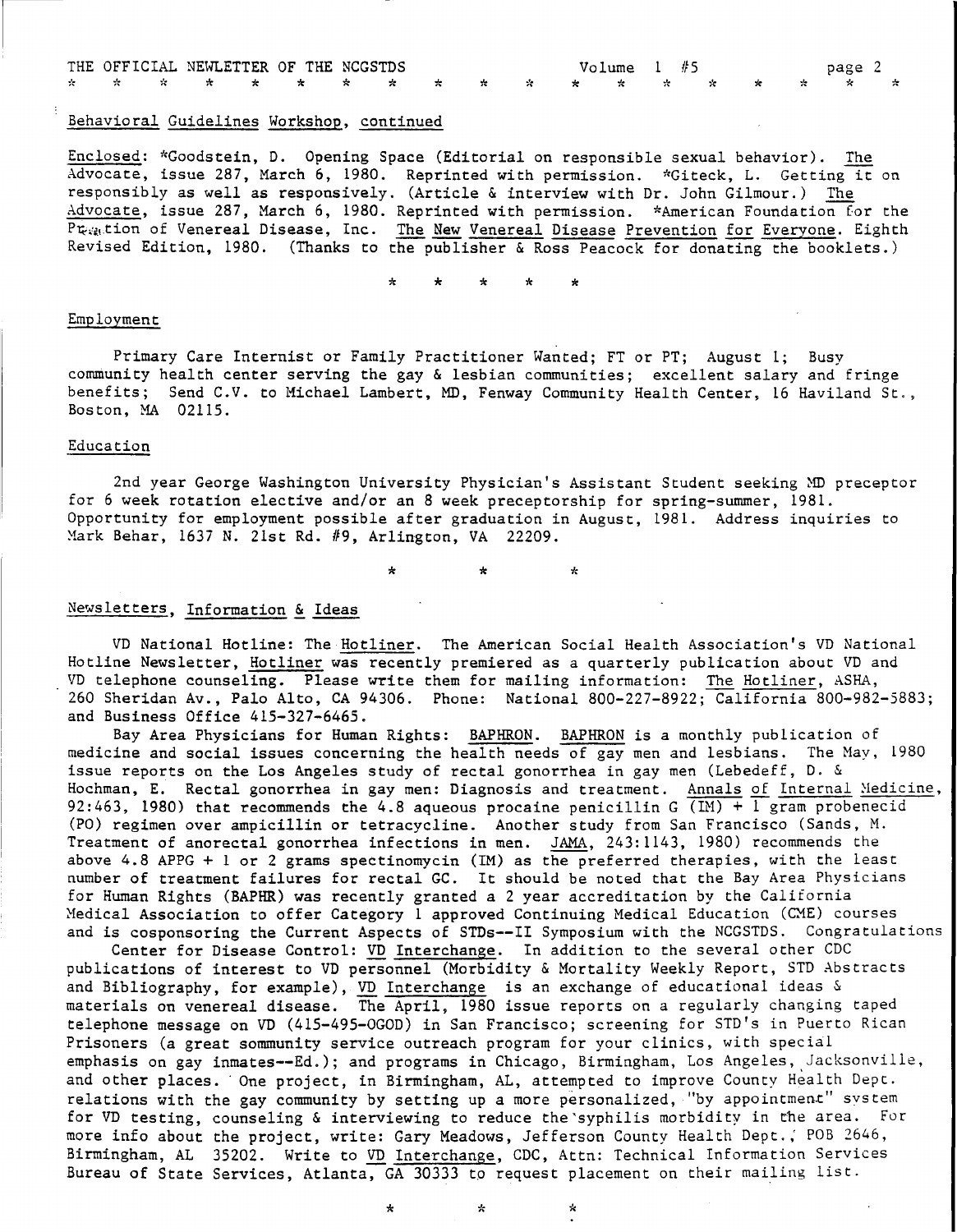## Behavioral Guidelines Workshop, continued

Enclosed: *Goodstein, D. Opening Space (Editorial on responsible sexual behavior). The Advocate, issue 287, March 6, 1980. Reprinted with permission. *Citeck, L. Getting it on responsibly as well as responsively. (Article & interview with Dr. John Gilmour.) The Advocate, issue 287, March 6, 1980. Reprinted with permission. *American Foundation for the Prevention of Venereal Disease, Inc. The New Venereal Disease Prevention for Everyone. Eighth Revised Edition, 1980. (Thanks to the publisher & Ross Peacock for donating the booklets.)

\* \* \* \* \*

## Employment

Primary Care Internist or Family Practitioner Wanted; FT or PT; August 1; Busy community health center serving the gay & lesbian communities; excellent salary and fringe benefits; Send C.V. to Michael Lambert, MD, Fenway Community Health Center, 16 Haviland St., Boston, MA 02115.

## Education

2nd year George Washington University Physician's Assistant Student seeking MD preceptor for 6 week rotation elective and/or an 8 week preceptorship for spring-summer, 1981. Opportunity for employment possible after graduation in August, 1981. Address inquiries to Mark Behar, 1637 N. 21st Rd. #9, Arlington, VA 22209.

\* \* \*

## Newsletters, Information & Ideas

VD National Hotline: The Hotliner. The American Social Health Association's VD National Hotline Newsletter, Hotliner was recently premiered as a quarterly publication about VD and VD telephone counseling. Please write them for mailing information: The Hotliner, ASHA, 260 Sheridan Av., Palo Alto, CA 94306. Phone: National 800-227-8922; California 800-982-5883; and Business Office 415-327-6465.

Bay Area Physicians for Human Rights: BAPHRON. BAPHRON is a monthly publication of medicine and social issues concerning the health needs of gay men and lesbians. The May, 1980 issue reports on the Los Angeles study of rectal gonorrhea in gay men (Lebedeff, D. & Hochman, E. Rectal gonorrhea in gay men: Diagnosis and treatment. Annals of Internal Medicine, 92:463, 1980) that recommends the 4.8 aqueous procaine penicillin G (IM) + 1 gram probenecid (PO) regimen over ampicillin or tetracycline. Another study from San Francisco (Sands, M. Treatment of anorectal gonorrhea infections in men. JAMA, 243:1143, 1980) recommends the above 4.8 APPG + 1 or 2 grams spectinomycin (IM) as the preferred therapies, with the least number of treatment failures for rectal GC. It should be noted that the Bay Area Physicians for Human Rights (BAPHR) was recently granted a 2 year accreditation by the California Medical Association to offer Category 1 approved Continuing Medical Education (CME) courses and is cosponsoring the Current Aspects of STDs--II Symposium with the NCGSTDS. Congratulations

Center for Disease Control: VD Interchange. In addition to the several other CDC publications of interest to VD personnel (Morbidity & Mortality Weekly Report, STD Abstracts and Bibliography, for example), VD Interchange is an exchange of educational ideas & materials on venereal disease. The April, 1980 issue reports on a regularly changing taped telephone message on VD (415-495-OGOD) in San Francisco; screening for STD's in Puerto Rican Prisoners (a great sommunity service outreach program for your clinics, with special emphasis on gay inmates--Ed.); and programs in Chicago, Birmingham, Los Angeles, Jacksonville, and other places. One project, in Birmingham, AL, attempted to improve County Health Dept. relations with the gay community by setting up a more personalized, "by appointment" system for VD testing, counseling & interviewing to reduce the syphilis morbidity in the area. For more info about the project, write: Gary Meadows, Jefferson County Health Dept., POB 2646, Birmingham, AL 35202. Write to VD Interchange, CDC, Attn: Technical Information Services Bureau of State Services, Atlanta, GA 30333 to request placement on their mailing list.

\* \* \*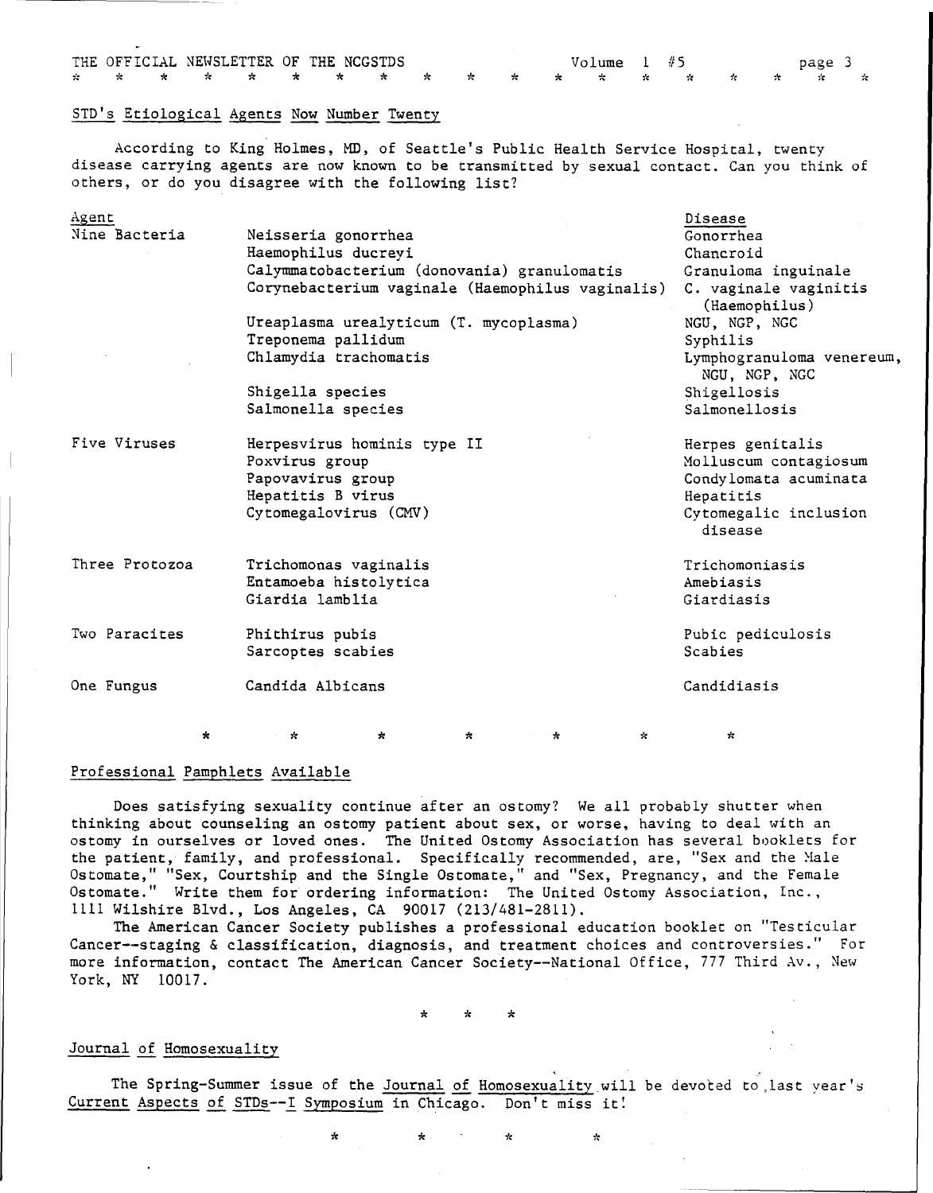## STD's Etiological Agents Now Number Twenty

According to King Holmes, MD, of Seattle's Public Health Service Hospital, twenty disease carrying agents are now known to be transmitted by sexual contact. Can you think of others, or do you disagree with the following list?

| Agent | | Disease |
|---|---|---|
| Nine Bacteria | Neisseria gonorrhea | Gonorrhea |
| | Haemophilus ducreyi | Chancroid |
| | Calymmatobacterium (donovania) granulomatis | Granuloma inguinale |
| | Corynebacterium vaginale (Haemophilus vaginalis) | C. vaginale vaginitis (Haemophilus) |
| | Ureaplasma urealyticum (T. mycoplasma) | NGU, NGP, NGC |
| | Treponema pallidum | Syphilis |
| | Chlamydia trachomatis | Lymphogranuloma venereum, NGU, NGP, NGC |
| | Shigella species | Shigellosis |
| | Salmonella species | Salmonellosis |
| Five Viruses | Herpesvirus hominis type II | Herpes genitalis |
| | Poxvirus group | Molluscum contagiosum |
| | Papovavirus group | Condylomata acuminata |
| | Hepatitis B virus | Hepatitis |
| | Cytomegalovirus (CMV) | Cytomegalic inclusion disease |
| Three Protozoa | Trichomonas vaginalis | Trichomoniasis |
| | Entamoeba histolytica | Amebiasis |
| | Giardia lamblia | Giardiasis |
| Two Paracites | Phithirus pubis | Pubic pediculosis |
| | Sarcoptes scabies | Scabies |
| One Fungus | Candida Albicans | Candidiasis |

\* \* \* \* \* \* \*

## Professional Pamphlets Available

Does satisfying sexuality continue after an ostomy? We all probably shutter when thinking about counseling an ostomy patient about sex, or worse, having to deal with an ostomy in ourselves or loved ones. The United Ostomy Association has several booklets for the patient, family, and professional. Specifically recommended, are, "Sex and the Male Ostomate," "Sex, Courtship and the Single Ostomate," and "Sex, Pregnancy, and the Female Ostomate." Write them for ordering information: The United Ostomy Association, Inc., 1111 Wilshire Blvd., Los Angeles, CA 90017 (213/481-2811).

The American Cancer Society publishes a professional education booklet on "Testicular Cancer--staging & classification, diagnosis, and treatment choices and controversies." For more information, contact The American Cancer Society--National Office, 777 Third Av., New York, NY 10017.

\* \* \*

## Journal of Homosexuality

The Spring-Summer issue of the Journal of Homosexuality will be devoted to last year's Current Aspects of STDs--I Symposium in Chicago. Don't miss it!

\* \* \* \*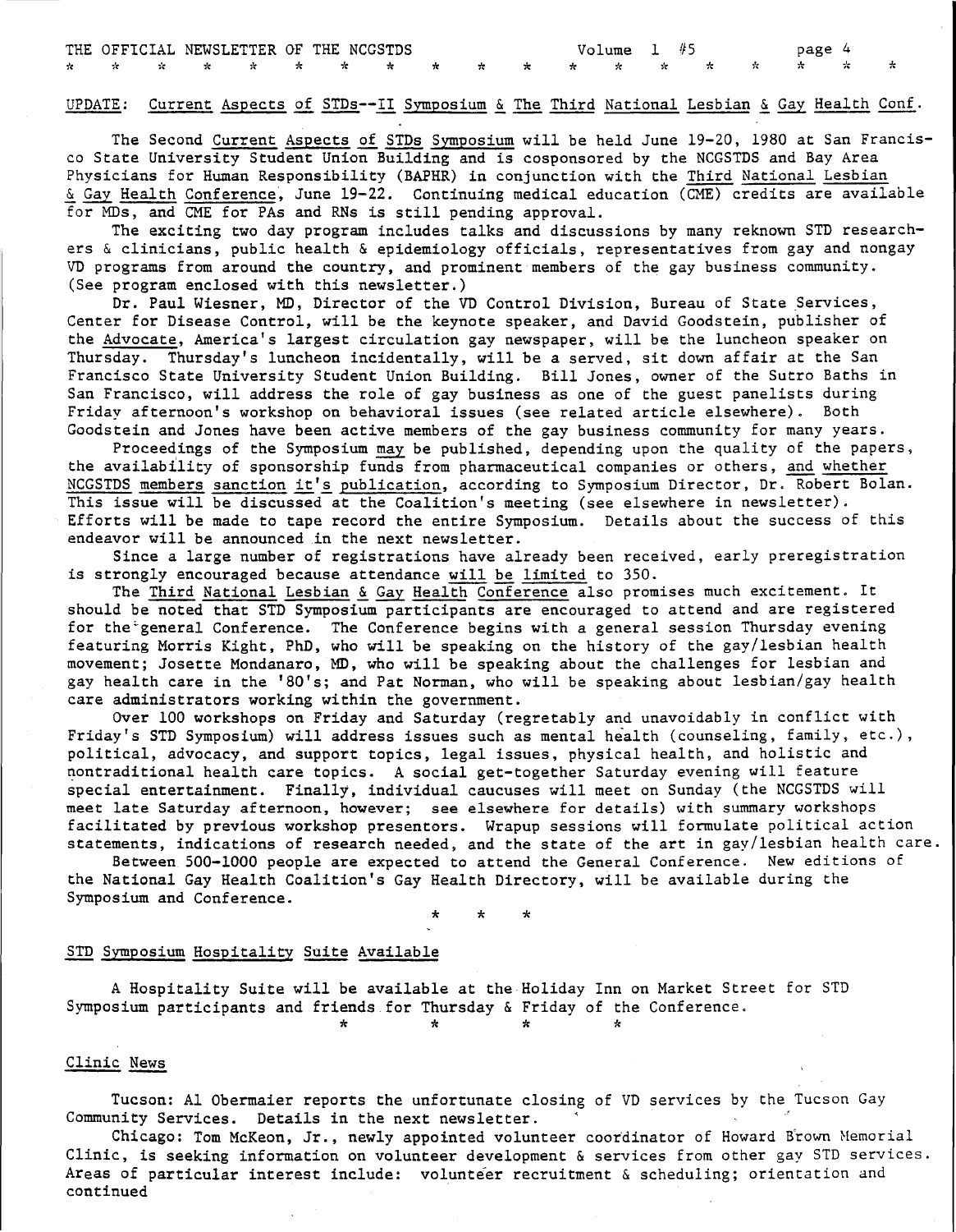## UPDATE: Current Aspects of STDs--II Symposium & The Third National Lesbian & Gay Health Conf.

The Second Current Aspects of STDs Symposium will be held June 19-20, 1980 at San Francisco State University Student Union Building and is cosponsored by the NCGSTDS and Bay Area Physicians for Human Responsibility (BAPHR) in conjunction with the Third National Lesbian & Gay Health Conference, June 19-22. Continuing medical education (CME) credits are available for MDs, and CME for PAs and RNs is still pending approval.

The exciting two day program includes talks and discussions by many reknown STD researchers & clinicians, public health & epidemiology officials, representatives from gay and nongay VD programs from around the country, and prominent members of the gay business community. (See program enclosed with this newsletter.)

Dr. Paul Wiesner, MD, Director of the VD Control Division, Bureau of State Services, Center for Disease Control, will be the keynote speaker, and David Goodstein, publisher of the Advocate, America's largest circulation gay newspaper, will be the luncheon speaker on Thursday. Thursday's luncheon incidentally, will be a served, sit down affair at the San Francisco State University Student Union Building. Bill Jones, owner of the Sutro Baths in San Francisco, will address the role of gay business as one of the guest panelists during Friday afternoon's workshop on behavioral issues (see related article elsewhere). Both Goodstein and Jones have been active members of the gay business community for many years.

Proceedings of the Symposium may be published, depending upon the quality of the papers, the availability of sponsorship funds from pharmaceutical companies or others, and whether NCGSTDS members sanction it's publication, according to Symposium Director, Dr. Robert Bolan. This issue will be discussed at the Coalition's meeting (see elsewhere in newsletter). Efforts will be made to tape record the entire Symposium. Details about the success of this endeavor will be announced in the next newsletter.

Since a large number of registrations have already been received, early preregistration is strongly encouraged because attendance will be limited to 350.

The Third National Lesbian & Gay Health Conference also promises much excitement. It should be noted that STD Symposium participants are encouraged to attend and are registered for the general Conference. The Conference begins with a general session Thursday evening featuring Morris Kight, PhD, who will be speaking on the history of the gay/lesbian health movement; Josette Mondanaro, MD, who will be speaking about the challenges for lesbian and gay health care in the '80's; and Pat Norman, who will be speaking about lesbian/gay health care administrators working within the government.

Over 100 workshops on Friday and Saturday (regretably and unavoidably in conflict with Friday's STD Symposium) will address issues such as mental health (counseling, family, etc.), political, advocacy, and support topics, legal issues, physical health, and holistic and nontraditional health care topics. A social get-together Saturday evening will feature special entertainment. Finally, individual caucuses will meet on Sunday (the NCGSTDS will meet late Saturday afternoon, however; see elsewhere for details) with summary workshops facilitated by previous workshop presentors. Wrapup sessions will formulate political action statements, indications of research needed, and the state of the art in gay/lesbian health care.

Between 500-1000 people are expected to attend the General Conference. New editions of the National Gay Health Coalition's Gay Health Directory, will be available during the Symposium and Conference.

\* \* \*

## STD Symposium Hospitality Suite Available

A Hospitality Suite will be available at the Holiday Inn on Market Street for STD Symposium participants and friends for Thursday & Friday of the Conference.

\* \* \* \*

## Clinic News

Tucson: Al Obermaier reports the unfortunate closing of VD services by the Tucson Gay Community Services. Details in the next newsletter.

Chicago: Tom McKeon, Jr., newly appointed volunteer coordinator of Howard Brown Memorial Clinic, is seeking information on volunteer development & services from other gay STD services. Areas of particular interest include: volunteer recruitment & scheduling; orientation and continued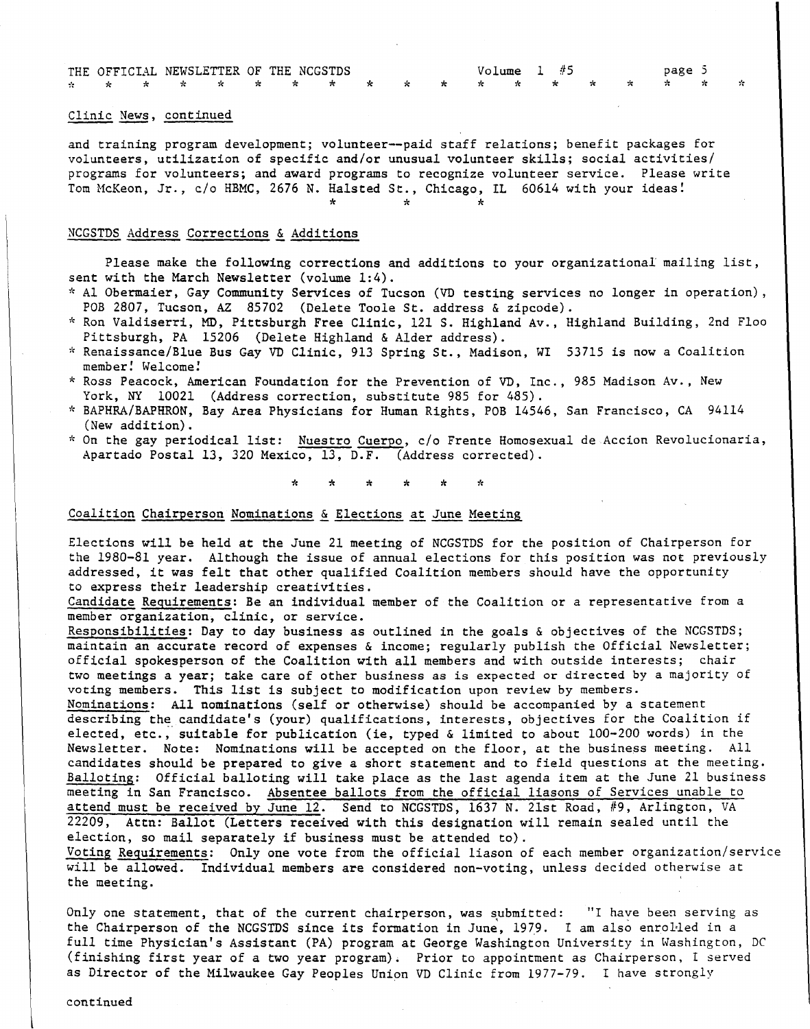## Clinic News, continued

and training program development; volunteer--paid staff relations; benefit packages for volunteers, utilization of specific and/or unusual volunteer skills; social activities/programs for volunteers; and award programs to recognize volunteer service. Please write Tom McKeon, Jr., c/o HBMC, 2676 N. Halsted St., Chicago, IL 60614 with your ideas!

\* \* \*

## NCGSTDS Address Corrections & Additions

Please make the following corrections and additions to your organizational mailing list, sent with the March Newsletter (volume 1:4).

* Al Obermaier, Gay Community Services of Tucson (VD testing services no longer in operation), POB 2807, Tucson, AZ 85702 (Delete Toole St. address & zipcode).
* Ron Valdiserri, MD, Pittsburgh Free Clinic, 121 S. Highland Av., Highland Building, 2nd Floo Pittsburgh, PA 15206 (Delete Highland & Alder address).
* Renaissance/Blue Bus Gay VD Clinic, 913 Spring St., Madison, WI 53715 is now a Coalition member! Welcome!
* Ross Peacock, American Foundation for the Prevention of VD, Inc., 985 Madison Av., New York, NY 10021 (Address correction, substitute 985 for 485).
* BAPHRA/BAPHRON, Bay Area Physicians for Human Rights, POB 14546, San Francisco, CA 94114 (New addition).
* On the gay periodical list: Nuestro Cuerpo, c/o Frente Homosexual de Accion Revolucionaria, Apartado Postal 13, 320 Mexico, 13, D.F. (Address corrected).

\* \* \* \* \* \*

## Coalition Chairperson Nominations & Elections at June Meeting

Elections will be held at the June 21 meeting of NCGSTDS for the position of Chairperson for the 1980-81 year. Although the issue of annual elections for this position was not previously addressed, it was felt that other qualified Coalition members should have the opportunity to express their leadership creativities.

Candidate Requirements: Be an individual member of the Coalition or a representative from a member organization, clinic, or service.

Responsibilities: Day to day business as outlined in the goals & objectives of the NCGSTDS; maintain an accurate record of expenses & income; regularly publish the Official Newsletter; official spokesperson of the Coalition with all members and with outside interests; chair two meetings a year; take care of other business as is expected or directed by a majority of voting members. This list is subject to modification upon review by members.

Nominations: All nominations (self or otherwise) should be accompanied by a statement describing the candidate's (your) qualifications, interests, objectives for the Coalition if elected, etc., suitable for publication (ie, typed & limited to about 100-200 words) in the Newsletter. Note: Nominations will be accepted on the floor, at the business meeting. All candidates should be prepared to give a short statement and to field questions at the meeting.

Balloting: Official balloting will take place as the last agenda item at the June 21 business meeting in San Francisco. Absentee ballots from the official liasons of Services unable to attend must be received by June 12. Send to NCGSTDS, 1637 N. 21st Road, #9, Arlington, VA 22209, Attn: Ballot (Letters received with this designation will remain sealed until the election, so mail separately if business must be attended to).

Voting Requirements: Only one vote from the official liason of each member organization/service will be allowed. Individual members are considered non-voting, unless decided otherwise at the meeting.

Only one statement, that of the current chairperson, was submitted: "I have been serving as the Chairperson of the NCGSTDS since its formation in June, 1979. I am also enrolled in a full time Physician's Assistant (PA) program at George Washington University in Washington, DC (finishing first year of a two year program). Prior to appointment as Chairperson, I served as Director of the Milwaukee Gay Peoples Union VD Clinic from 1977-79. I have strongly

continued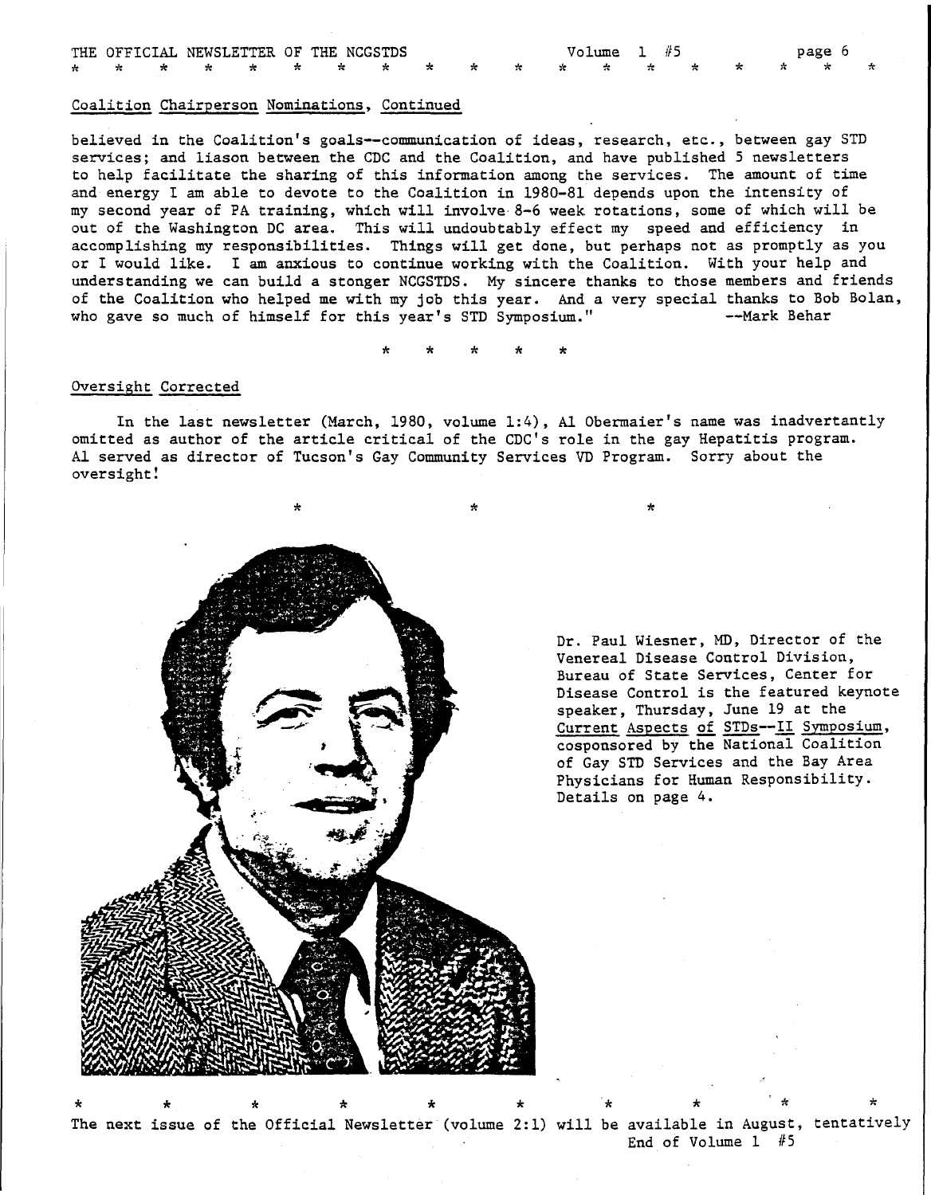## Coalition Chairperson Nominations, Continued

believed in the Coalition's goals--communication of ideas, research, etc., between gay STD services; and liason between the CDC and the Coalition, and have published 5 newsletters to help facilitate the sharing of this information among the services. The amount of time and energy I am able to devote to the Coalition in 1980-81 depends upon the intensity of my second year of PA training, which will involve 8-6 week rotations, some of which will be out of the Washington DC area. This will undoubtably effect my speed and efficiency in accomplishing my responsibilities. Things will get done, but perhaps not as promptly as you or I would like. I am anxious to continue working with the Coalition. With your help and understanding we can build a stonger NCGSTDS. My sincere thanks to those members and friends of the Coalition who helped me with my job this year. And a very special thanks to Bob Bolan, who gave so much of himself for this year's STD Symposium." --Mark Behar

* * * * *

## Oversight Corrected

In the last newsletter (March, 1980, volume 1:4), Al Obermaier's name was inadvertantly omitted as author of the article critical of the CDC's role in the gay Hepatitis program. Al served as director of Tucson's Gay Community Services VD Program. Sorry about the oversight!

* * *

Dr. Paul Wiesner, MD, Director of the Venereal Disease Control Division, Bureau of State Services, Center for Disease Control is the featured keynote speaker, Thursday, June 19 at the Current Aspects of STDs--II Symposium, cosponsored by the National Coalition of Gay STD Services and the Bay Area Physicians for Human Responsibility. Details on page 4.

* * * * * * * * * *

The next issue of the Official Newsletter (volume 2:1) will be available in August, tentatively

End of Volume 1 #5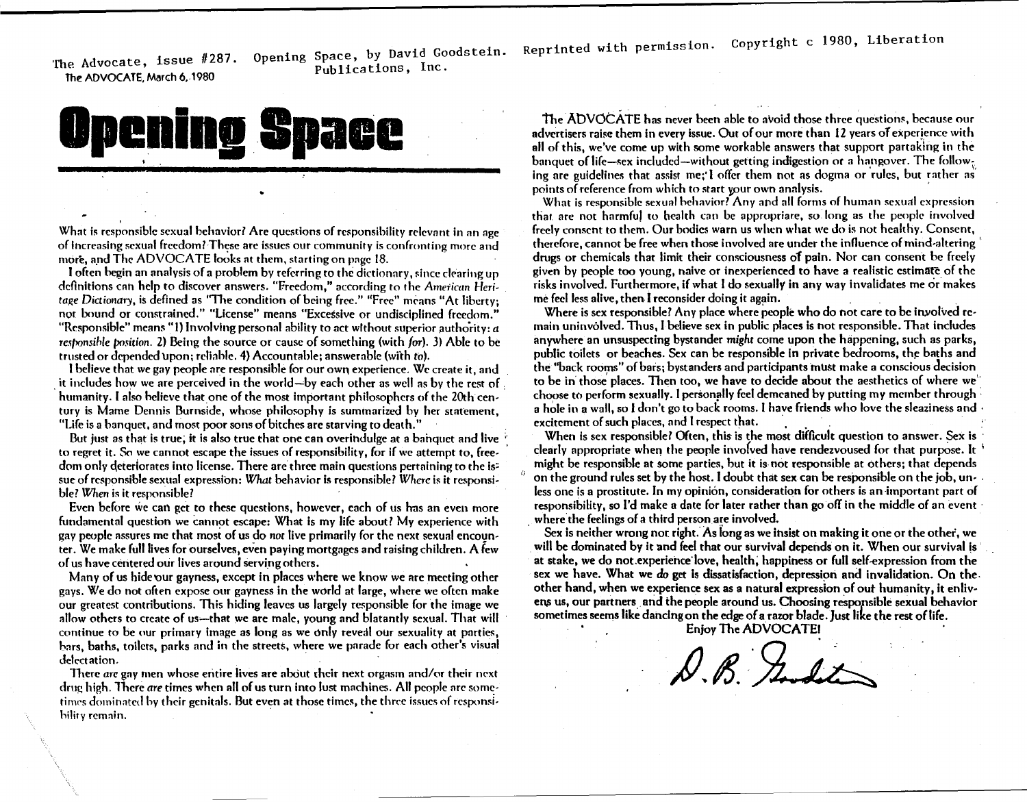The Advocate, issue #287. Opening Space, by David Goodstein. Reprinted with permission. Copyright c 1980, Liberation Publications, Inc.

The ADVOCATE, March 6, 1980

# Opening Space

What is responsible sexual behavior? Are questions of responsibility relevant in an age of increasing sexual freedom? These are issues our community is confronting more and more, and The ADVOCATE looks at them, starting on page 18.

I often begin an analysis of a problem by referring to the dictionary, since clearing up definitions can help to discover answers. "Freedom," according to the *American Heritage Dictionary*, is defined as "The condition of being free." "Free" means "At liberty; not bound or constrained." "License" means "Excessive or undisciplined freedom." "Responsible" means "1) Involving personal ability to act without superior authority: *a responsible position*. 2) Being the source or cause of something (with *for*). 3) Able to be trusted or depended upon; reliable. 4) Accountable; answerable (with *to*).

I believe that we gay people are responsible for our own experience. We create it, and it includes how we are perceived in the world—by each other as well as by the rest of humanity. I also believe that one of the most important philosophers of the 20th century is Mame Dennis Burnside, whose philosophy is summarized by her statement, "Life is a banquet, and most poor sons of bitches are starving to death."

But just as that is true, it is also true that one can overindulge at a banquet and live to regret it. So we cannot escape the issues of responsibility, for if we attempt to, freedom only deteriorates into license. There are three main questions pertaining to the issue of responsible sexual expression: *What* behavior is responsible? *Where* is it responsible? *When* is it responsible?

Even before we can get to these questions, however, each of us has an even more fundamental question we cannot escape: What is my life about? My experience with gay people assures me that most of us do *not* live primarily for the next sexual encounter. We make full lives for ourselves, even paying mortgages and raising children. A few of us have centered our lives around serving others.

Many of us hide our gayness, except in places where we know we are meeting other gays. We do not often expose our gayness in the world at large, where we often make our greatest contributions. This hiding leaves us largely responsible for the image we allow others to create of us—that we are male, young and blatantly sexual. That will continue to be our primary image as long as we only reveal our sexuality at parties, bars, baths, toilets, parks and in the streets, where we parade for each other's visual delectation.

There *are* gay men whose entire lives are about their next orgasm and/or their next drug high. There *are* times when all of us turn into lust machines. All people are sometimes dominated by their genitals. But even at those times, the three issues of responsibility remain.

The ADVOCATE has never been able to avoid those three questions, because our advertisers raise them in every issue. Out of our more than 12 years of experience with all of this, we've come up with some workable answers that support partaking in the banquet of life—sex included—without getting indigestion or a hangover. The following are guidelines that assist me; I offer them not as dogma or rules, but rather as points of reference from which to start your own analysis.

What is responsible sexual behavior? Any and all forms of human sexual expression that are not harmful to health can be appropriate, so long as the people involved freely consent to them. Our bodies warn us when what we do is not healthy. Consent, therefore, cannot be free when those involved are under the influence of mind-altering drugs or chemicals that limit their consciousness of pain. Nor can consent be freely given by people too young, naive or inexperienced to have a realistic estimate of the risks involved. Furthermore, if what I do sexually in any way invalidates me or makes me feel less alive, then I reconsider doing it again.

Where is sex responsible? Any place where people who do not care to be involved remain uninvolved. Thus, I believe sex in public places is not responsible. That includes anywhere an unsuspecting bystander *might* come upon the happening, such as parks, public toilets or beaches. Sex can be responsible in private bedrooms, the baths and the "back rooms" of bars; bystanders and participants must make a conscious decision to be in those places. Then too, we have to decide about the aesthetics of where we choose to perform sexually. I personally feel demeaned by putting my member through a hole in a wall, so I don't go to back rooms. I have friends who love the sleaziness and excitement of such places, and I respect that.

When is sex responsible? Often, this is the most difficult question to answer. Sex is clearly appropriate when the people involved have rendezvoused for that purpose. It might be responsible at some parties, but it is not responsible at others; that depends on the ground rules set by the host. I doubt that sex can be responsible on the job, unless one is a prostitute. In my opinion, consideration for others is an important part of responsibility, so I'd make a date for later rather than go off in the middle of an event where the feelings of a third person are involved.

Sex is neither wrong nor right. As long as we insist on making it one or the other, we will be dominated by it and feel that our survival depends on it. When our survival is at stake, we do not experience love, health, happiness or full self-expression from the sex we have. What we *do* get is dissatisfaction, depression and invalidation. On the other hand, when we experience sex as a natural expression of our humanity, it enlivens us, our partners and the people around us. Choosing responsible sexual behavior sometimes seems like dancing on the edge of a razor blade. Just like the rest of life.

Enjoy The ADVOCATE!

D.B. Goodstein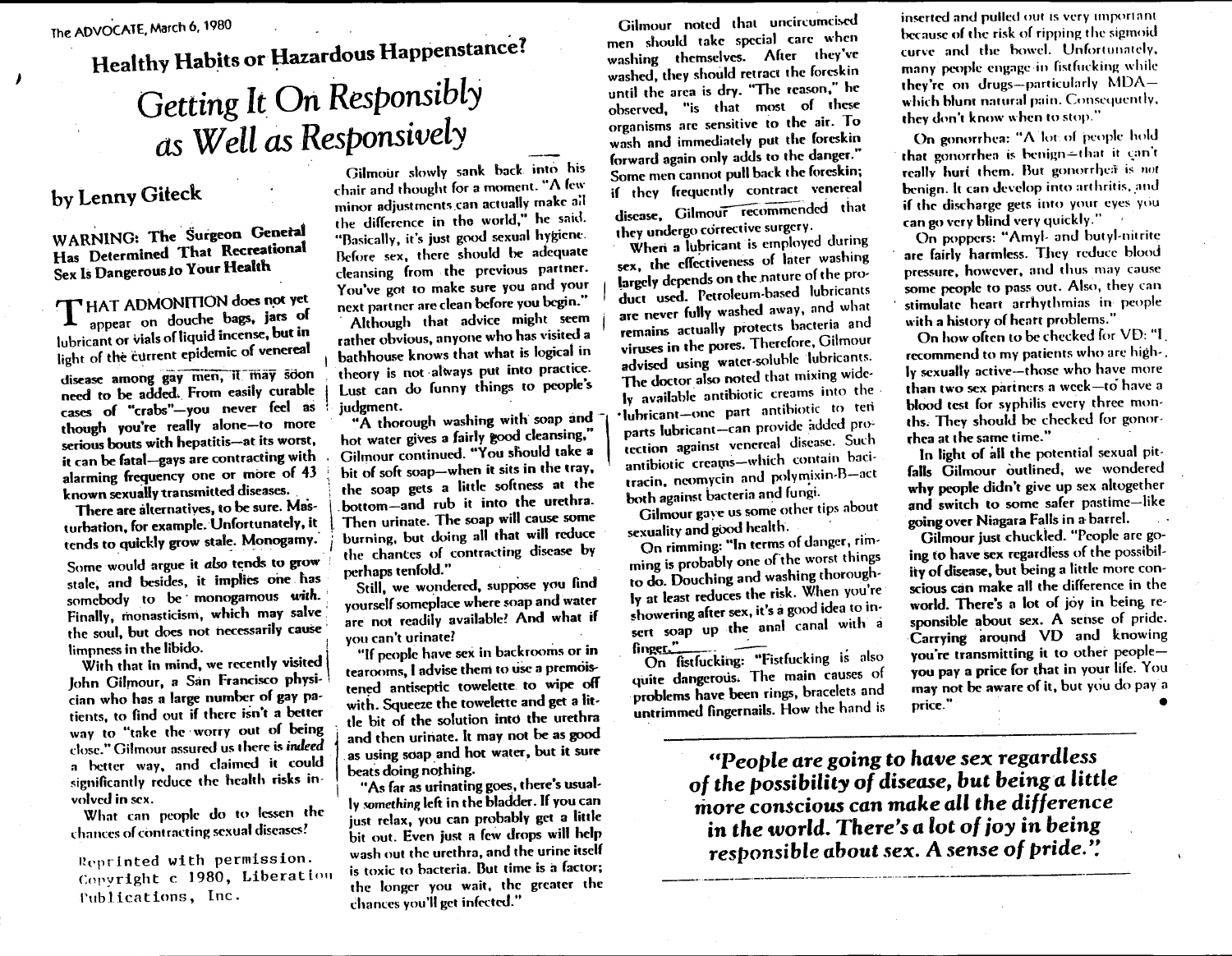## Healthy Habits or Hazardous Happenstance?

# Getting It On Responsibly as Well as Responsively

### by Lenny Giteck

**WARNING: The Surgeon General Has Determined That Recreational Sex Is Dangerous to Your Health**

THAT ADMONITION does not yet appear on douche bags, jars of lubricant or vials of liquid incense, but in light of the current epidemic of venereal disease among gay men, it may soon need to be added. From easily curable cases of "crabs"—you never feel as though you're really alone—to more serious bouts with hepatitis—at its worst, it can be fatal—gays are contracting with alarming frequency one or more of 43 known sexually transmitted diseases.

There are alternatives, to be sure. Masturbation, for example. Unfortunately, it tends to quickly grow stale. Monogamy. Some would argue it *also* tends to grow stale, and besides, it implies one has somebody to be monogamous *with*. Finally, monasticism, which may salve the soul, but does not necessarily cause limpness in the libido.

With that in mind, we recently visited John Gilmour, a San Francisco physician who has a large number of gay patients, to find out if there isn't a better way to "take the worry out of being close." Gilmour assured us there is *indeed* a better way, and claimed it could significantly reduce the health risks involved in sex.

What can people do to lessen the chances of contracting sexual diseases?

Gilmour slowly sank back into his chair and thought for a moment. "A few minor adjustments can actually make all the difference in the world," he said. "Basically, it's just good sexual hygiene. Before sex, there should be adequate cleansing from the previous partner. You've got to make sure you and your next partner are clean before you begin."

Although that advice might seem rather obvious, anyone who has visited a bathhouse knows that what is logical in theory is not always put into practice. Lust can do funny things to people's judgment.

"A thorough washing with soap and hot water gives a fairly good cleansing," Gilmour continued. "You should take a bit of soft soap—when it sits in the tray, the soap gets a little softness at the bottom—and rub it into the urethra. Then urinate. The soap will cause some burning, but doing all that will reduce the chances of contracting disease by perhaps tenfold."

Still, we wondered, suppose you find yourself someplace where soap and water are not readily available? And what if you can't urinate?

"If people have sex in backrooms or in tearooms, I advise them to use a premoistened antiseptic towelette to wipe off with. Squeeze the towelette and get a little bit of the solution into the urethra and then urinate. It may not be as good as using soap and hot water, but it sure beats doing nothing.

"As far as urinating goes, there's usually *something* left in the bladder. If you can just relax, you can probably get a little bit out. Even just a few drops will help wash out the urethra, and the urine itself is toxic to bacteria. But time is a factor; the longer you wait, the greater the chances you'll get infected."

Gilmour noted that uncircumcised men should take special care when washing themselves. After they've washed, they should retract the foreskin until the area is dry. "The reason," he observed, "is that most of these organisms are sensitive to the air. To wash and immediately put the foreskin forward again only adds to the danger." Some men cannot pull back the foreskin; if they frequently contract venereal disease, Gilmour recommended that they undergo corrective surgery.

When a lubricant is employed during sex, the effectiveness of later washing largely depends on the nature of the product used. Petroleum-based lubricants are never fully washed away, and what remains actually protects bacteria and viruses in the pores. Therefore, Gilmour advised using water-soluble lubricants. The doctor also noted that mixing widely available antibiotic creams into the lubricant—one part antibiotic to ten parts lubricant—can provide added protection against venereal disease. Such antibiotic creams—which contain bacitracin, neomycin and polymixin-B—act both against bacteria and fungi.

Gilmour gave us some other tips about sexuality and good health.

On rimming: "In terms of danger, rimming is probably one of the worst things to do. Douching and washing thoroughly at least reduces the risk. When you're showering after sex, it's a good idea to insert soap up the anal canal with a finger."

On fistfucking: "Fistfucking is also quite dangerous. The main causes of problems have been rings, bracelets and untrimmed fingernails. How the hand is inserted and pulled out is very important because of the risk of ripping the sigmoid curve and the bowel. Unfortunately, many people engage in fistfucking while they're on drugs—particularly MDA—which blunt natural pain. Consequently, they don't know when to stop."

On gonorrhea: "A lot of people hold that gonorrhea is benign—that it can't really hurt them. But gonorrhea is not benign. It can develop into arthritis, and if the discharge gets into your eyes you can go very blind very quickly."

On poppers: "Amyl- and butyl-nitrite are fairly harmless. They reduce blood pressure, however, and thus may cause some people to pass out. Also, they can stimulate heart arrhythmias in people with a history of heart problems."

On how often to be checked for VD: "I recommend to my patients who are highly sexually active—those who have more than two sex partners a week—to have a blood test for syphilis every three months. They should be checked for gonorrhea at the same time."

In light of all the potential sexual pitfalls Gilmour outlined, we wondered why people didn't give up sex altogether and switch to some safer pastime—like going over Niagara Falls in a barrel.

Gilmour just chuckled. "People are going to have sex regardless of the possibility of disease, but being a little more conscious can make all the difference in the world. There's a lot of joy in being responsible about sex. A sense of pride. Carrying around VD and knowing you're transmitting it to other people—you pay a price for that in your life. You may not be aware of it, but you do pay a price."

> ***"People are going to have sex regardless of the possibility of disease, but being a little more conscious can make all the difference in the world. There's a lot of joy in being responsible about sex. A sense of pride."***

Reprinted with permission.
Copyright c 1980, Liberation Publications, Inc.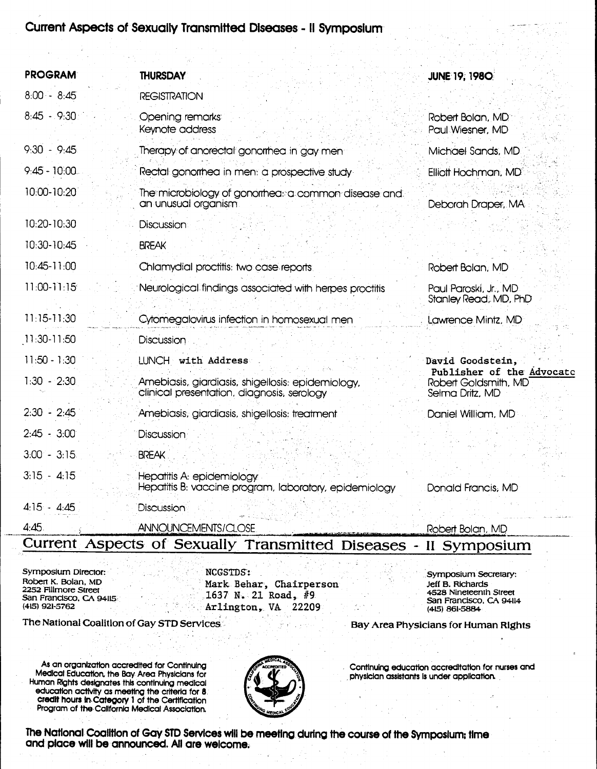# Current Aspects of Sexually Transmitted Diseases - II Symposium

| PROGRAM | THURSDAY | JUNE 19, 1980 |
|---|---|---|
| 8:00 - 8:45 | REGISTRATION | |
| 8:45 - 9:30 | Opening remarks<br>Keynote address | Robert Bolan, MD<br>Paul Wiesner, MD |
| 9:30 - 9:45 | Therapy of anorectal gonorrhea in gay men | Michael Sands, MD |
| 9:45 - 10:00 | Rectal gonorrhea in men: a prospective study | Elliott Hochman, MD |
| 10:00-10:20 | The microbiology of gonorrhea: a common disease and an unusual organism | Deborah Draper, MA |
| 10:20-10:30 | Discussion | |
| 10:30-10:45 | BREAK | |
| 10:45-11:00 | Chlamydial proctitis: two case reports | Robert Bolan, MD |
| 11:00-11:15 | Neurological findings associated with herpes proctitis | Paul Paroski, Jr., MD<br>Stanley Read, MD, PhD |
| 11:15-11:30 | Cytomegalovirus infection in homosexual men | Lawrence Mintz, MD |
| 11:30-11:50 | Discussion | |
| 11:50 - 1:30 | LUNCH with Address | David Goodstein, Publisher of the Advocate |
| 1:30 - 2:30 | Amebiasis, giardiasis, shigellosis: epidemiology, clinical presentation, diagnosis, serology | Robert Goldsmith, MD<br>Selma Dritz, MD |
| 2:30 - 2:45 | Amebiasis, giardiasis, shigellosis: treatment | Daniel William, MD |
| 2:45 - 3:00 | Discussion | |
| 3:00 - 3:15 | BREAK | |
| 3:15 - 4:15 | Hepatitis A: epidemiology<br>Hepatitis B: vaccine program, laboratory, epidemiology | Donald Francis, MD |
| 4:15 - 4:45 | Discussion | |
| 4:45 | ANNOUNCEMENTS/CLOSE | Robert Bolan, MD |

# Current Aspects of Sexually Transmitted Diseases - II Symposium

Symposium Director:
Robert K. Bolan, MD
2252 Fillmore Street
San Francisco, CA 94115
(415) 921-5762

NCGSTDS:
Mark Behar, Chairperson
1637 N. 21 Road, #9
Arlington, VA 22209

Symposium Secretary:
Jeff B. Richards
4528 Nineteenth Street
San Francisco, CA 94114
(415) 861-5884

The National Coalition of Gay STD Services

Bay Area Physicians for Human Rights

As an organization accredited for Continuing Medical Education, the Bay Area Physicians for Human Rights designates this continuing medical education activity as meeting the criteria for 8 credit hours in Category 1 of the Certification Program of the California Medical Association.

Continuing education accreditation for nurses and physician assistants is under application.

**The National Coalition of Gay STD Services will be meeting during the course of the Symposium; time and place will be announced. All are welcome.**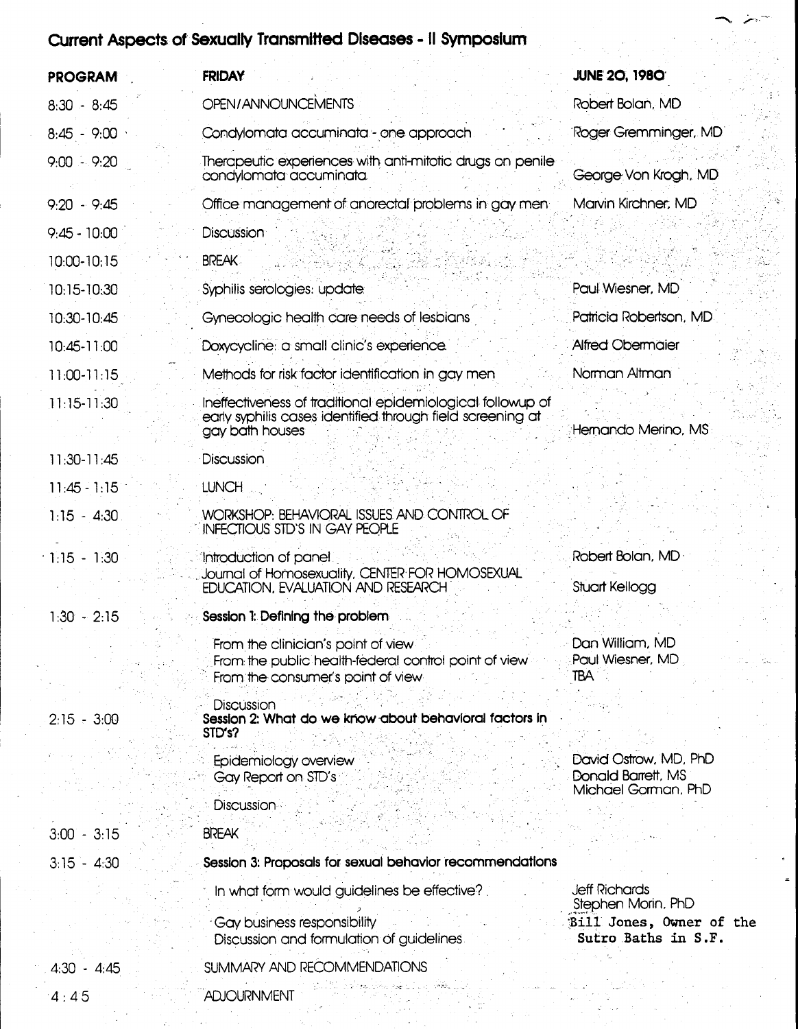# Current Aspects of Sexually Transmitted Diseases - II Symposium

| PROGRAM | FRIDAY | JUNE 20, 1980 |
|---|---|---|
| 8:30 - 8:45 | OPEN/ANNOUNCEMENTS | Robert Bolan, MD |
| 8:45 - 9:00 | Condylomata accuminata - one approach | Roger Gremminger, MD |
| 9:00 - 9:20 | Therapeutic experiences with anti-mitotic drugs on penile condylomata accuminata | George Von Krogh, MD |
| 9:20 - 9:45 | Office management of anorectal problems in gay men | Marvin Kirchner, MD |
| 9:45 - 10:00 | Discussion | |
| 10:00-10:15 | BREAK | |
| 10:15-10:30 | Syphilis serologies: update | Paul Wiesner, MD |
| 10:30-10:45 | Gynecologic health care needs of lesbians | Patricia Robertson, MD |
| 10:45-11:00 | Doxycycline: a small clinic's experience | Alfred Obermaier |
| 11:00-11:15 | Methods for risk factor identification in gay men | Norman Altman |
| 11:15-11:30 | Ineffectiveness of traditional epidemiological followup of early syphilis cases identified through field screening at gay bath houses | Hernando Merino, MS |
| 11:30-11:45 | Discussion | |
| 11:45 - 1:15 | LUNCH | |
| 1:15 - 4:30 | WORKSHOP: BEHAVIORAL ISSUES AND CONTROL OF INFECTIOUS STD'S IN GAY PEOPLE | |
| 1:15 - 1:30 | Introduction of panel | Robert Bolan, MD |
| | Journal of Homosexuality, CENTER FOR HOMOSEXUAL EDUCATION, EVALUATION AND RESEARCH | Stuart Kellogg |
| 1:30 - 2:15 | **Session 1: Defining the problem** | |
| | From the clinician's point of view | Dan William, MD |
| | From the public health-federal control point of view | Paul Wiesner, MD |
| | From the consumer's point of view | TBA |
| | Discussion | |
| 2:15 - 3:00 | **Session 2: What do we know about behavioral factors in STD's?** | |
| | Epidemiology overview | David Ostrow, MD, PhD |
| | Gay Report on STD's | Donald Barrett, MS; Michael Gorman, PhD |
| | Discussion | |
| 3:00 - 3:15 | BREAK | |
| 3:15 - 4:30 | **Session 3: Proposals for sexual behavior recommendations** | |
| | In what form would guidelines be effective? | Jeff Richards; Stephen Morin, PhD |
| | Gay business responsibility | Bill Jones, Owner of the Sutro Baths in S.F. |
| | Discussion and formulation of guidelines | |
| 4:30 - 4:45 | SUMMARY AND RECOMMENDATIONS | |
| 4:45 | ADJOURNMENT | |